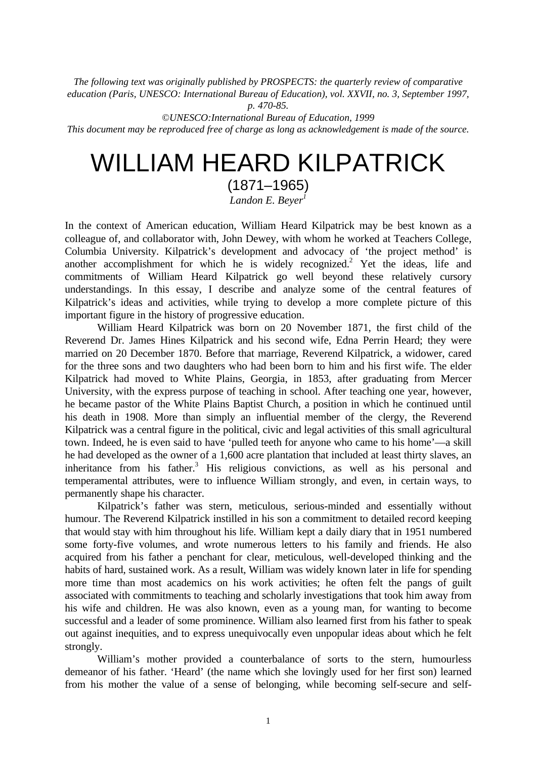*The following text was originally published by PROSPECTS: the quarterly review of comparative education (Paris, UNESCO: International Bureau of Education), vol. XXVII, no. 3, September 1997, p. 470-85.*

*©UNESCO:International Bureau of Education, 1999*

*This document may be reproduced free of charge as long as acknowledgement is made of the source.*

# WILLIAM HEARD KILPATRICK

## (1871–1965)

*Landon E. Beyer*[1]

In the context of American education, William Heard Kilpatrick may be best known as a colleague of, and collaborator with, John Dewey, with whom he worked at Teachers College, Columbia University. Kilpatrick's development and advocacy of 'the project method' is another accomplishment for which he is widely recognized.[2] Yet the ideas, life and commitments of William Heard Kilpatrick go well beyond these relatively cursory understandings. In this essay, I describe and analyze some of the central features of Kilpatrick's ideas and activities, while trying to develop a more complete picture of this important figure in the history of progressive education.

William Heard Kilpatrick was born on 20 November 1871, the first child of the Reverend Dr. James Hines Kilpatrick and his second wife, Edna Perrin Heard; they were married on 20 December 1870. Before that marriage, Reverend Kilpatrick, a widower, cared for the three sons and two daughters who had been born to him and his first wife. The elder Kilpatrick had moved to White Plains, Georgia, in 1853, after graduating from Mercer University, with the express purpose of teaching in school. After teaching one year, however, he became pastor of the White Plains Baptist Church, a position in which he continued until his death in 1908. More than simply an influential member of the clergy, the Reverend Kilpatrick was a central figure in the political, civic and legal activities of this small agricultural town. Indeed, he is even said to have 'pulled teeth for anyone who came to his home'—a skill he had developed as the owner of a 1,600 acre plantation that included at least thirty slaves, an inheritance from his father.[3] His religious convictions, as well as his personal and temperamental attributes, were to influence William strongly, and even, in certain ways, to permanently shape his character.

Kilpatrick's father was stern, meticulous, serious-minded and essentially without humour. The Reverend Kilpatrick instilled in his son a commitment to detailed record keeping that would stay with him throughout his life. William kept a daily diary that in 1951 numbered some forty-five volumes, and wrote numerous letters to his family and friends. He also acquired from his father a penchant for clear, meticulous, well-developed thinking and the habits of hard, sustained work. As a result, William was widely known later in life for spending more time than most academics on his work activities; he often felt the pangs of guilt associated with commitments to teaching and scholarly investigations that took him away from his wife and children. He was also known, even as a young man, for wanting to become successful and a leader of some prominence. William also learned first from his father to speak out against inequities, and to express unequivocally even unpopular ideas about which he felt strongly.

William's mother provided a counterbalance of sorts to the stern, humourless demeanor of his father. 'Heard' (the name which she lovingly used for her first son) learned from his mother the value of a sense of belonging, while becoming self-secure and self-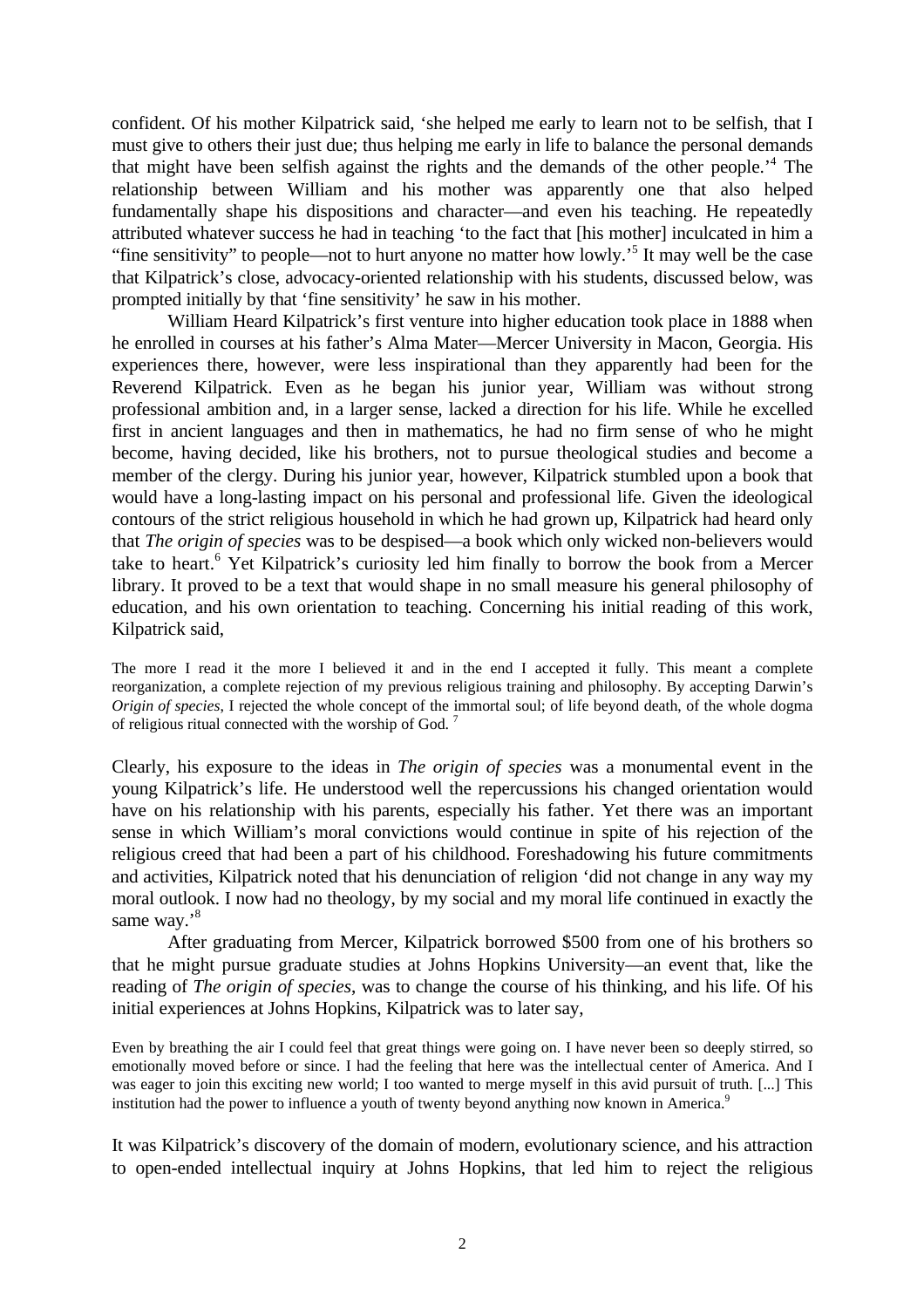confident. Of his mother Kilpatrick said, 'she helped me early to learn not to be selfish, that I must give to others their just due; thus helping me early in life to balance the personal demands that might have been selfish against the rights and the demands of the other people.'[4] The relationship between William and his mother was apparently one that also helped fundamentally shape his dispositions and character—and even his teaching. He repeatedly attributed whatever success he had in teaching 'to the fact that [his mother] inculcated in him a "fine sensitivity" to people—not to hurt anyone no matter how lowly.'[5] It may well be the case that Kilpatrick's close, advocacy-oriented relationship with his students, discussed below, was prompted initially by that 'fine sensitivity' he saw in his mother.

William Heard Kilpatrick's first venture into higher education took place in 1888 when he enrolled in courses at his father's Alma Mater—Mercer University in Macon, Georgia. His experiences there, however, were less inspirational than they apparently had been for the Reverend Kilpatrick. Even as he began his junior year, William was without strong professional ambition and, in a larger sense, lacked a direction for his life. While he excelled first in ancient languages and then in mathematics, he had no firm sense of who he might become, having decided, like his brothers, not to pursue theological studies and become a member of the clergy. During his junior year, however, Kilpatrick stumbled upon a book that would have a long-lasting impact on his personal and professional life. Given the ideological contours of the strict religious household in which he had grown up, Kilpatrick had heard only that *The origin of species* was to be despised—a book which only wicked non-believers would take to heart.[6] Yet Kilpatrick's curiosity led him finally to borrow the book from a Mercer library. It proved to be a text that would shape in no small measure his general philosophy of education, and his own orientation to teaching. Concerning his initial reading of this work, Kilpatrick said,

> The more I read it the more I believed it and in the end I accepted it fully. This meant a complete reorganization, a complete rejection of my previous religious training and philosophy. By accepting Darwin's *Origin of species*, I rejected the whole concept of the immortal soul; of life beyond death, of the whole dogma of religious ritual connected with the worship of God. [7]

Clearly, his exposure to the ideas in *The origin of species* was a monumental event in the young Kilpatrick's life. He understood well the repercussions his changed orientation would have on his relationship with his parents, especially his father. Yet there was an important sense in which William's moral convictions would continue in spite of his rejection of the religious creed that had been a part of his childhood. Foreshadowing his future commitments and activities, Kilpatrick noted that his denunciation of religion 'did not change in any way my moral outlook. I now had no theology, by my social and my moral life continued in exactly the same way.'[8]

After graduating from Mercer, Kilpatrick borrowed $500 from one of his brothers so that he might pursue graduate studies at Johns Hopkins University—an event that, like the reading of *The origin of species*, was to change the course of his thinking, and his life. Of his initial experiences at Johns Hopkins, Kilpatrick was to later say,

> Even by breathing the air I could feel that great things were going on. I have never been so deeply stirred, so emotionally moved before or since. I had the feeling that here was the intellectual center of America. And I was eager to join this exciting new world; I too wanted to merge myself in this avid pursuit of truth. [...] This institution had the power to influence a youth of twenty beyond anything now known in America.[9]

It was Kilpatrick's discovery of the domain of modern, evolutionary science, and his attraction to open-ended intellectual inquiry at Johns Hopkins, that led him to reject the religious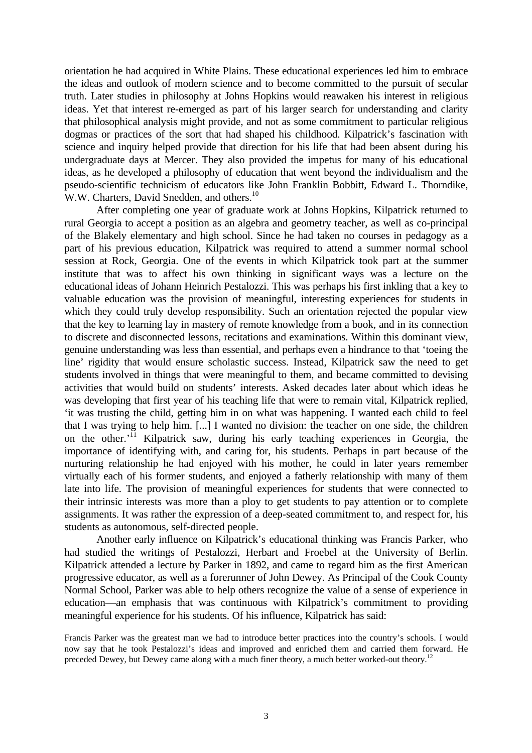orientation he had acquired in White Plains. These educational experiences led him to embrace the ideas and outlook of modern science and to become committed to the pursuit of secular truth. Later studies in philosophy at Johns Hopkins would reawaken his interest in religious ideas. Yet that interest re-emerged as part of his larger search for understanding and clarity that philosophical analysis might provide, and not as some commitment to particular religious dogmas or practices of the sort that had shaped his childhood. Kilpatrick's fascination with science and inquiry helped provide that direction for his life that had been absent during his undergraduate days at Mercer. They also provided the impetus for many of his educational ideas, as he developed a philosophy of education that went beyond the individualism and the pseudo-scientific technicism of educators like John Franklin Bobbitt, Edward L. Thorndike, W.W. Charters, David Snedden, and others.[10]

After completing one year of graduate work at Johns Hopkins, Kilpatrick returned to rural Georgia to accept a position as an algebra and geometry teacher, as well as co-principal of the Blakely elementary and high school. Since he had taken no courses in pedagogy as a part of his previous education, Kilpatrick was required to attend a summer normal school session at Rock, Georgia. One of the events in which Kilpatrick took part at the summer institute that was to affect his own thinking in significant ways was a lecture on the educational ideas of Johann Heinrich Pestalozzi. This was perhaps his first inkling that a key to valuable education was the provision of meaningful, interesting experiences for students in which they could truly develop responsibility. Such an orientation rejected the popular view that the key to learning lay in mastery of remote knowledge from a book, and in its connection to discrete and disconnected lessons, recitations and examinations. Within this dominant view, genuine understanding was less than essential, and perhaps even a hindrance to that 'toeing the line' rigidity that would ensure scholastic success. Instead, Kilpatrick saw the need to get students involved in things that were meaningful to them, and became committed to devising activities that would build on students' interests. Asked decades later about which ideas he was developing that first year of his teaching life that were to remain vital, Kilpatrick replied, 'it was trusting the child, getting him in on what was happening. I wanted each child to feel that I was trying to help him. [...] I wanted no division: the teacher on one side, the children on the other.'[11] Kilpatrick saw, during his early teaching experiences in Georgia, the importance of identifying with, and caring for, his students. Perhaps in part because of the nurturing relationship he had enjoyed with his mother, he could in later years remember virtually each of his former students, and enjoyed a fatherly relationship with many of them late into life. The provision of meaningful experiences for students that were connected to their intrinsic interests was more than a ploy to get students to pay attention or to complete assignments. It was rather the expression of a deep-seated commitment to, and respect for, his students as autonomous, self-directed people.

Another early influence on Kilpatrick's educational thinking was Francis Parker, who had studied the writings of Pestalozzi, Herbart and Froebel at the University of Berlin. Kilpatrick attended a lecture by Parker in 1892, and came to regard him as the first American progressive educator, as well as a forerunner of John Dewey. As Principal of the Cook County Normal School, Parker was able to help others recognize the value of a sense of experience in education—an emphasis that was continuous with Kilpatrick's commitment to providing meaningful experience for his students. Of his influence, Kilpatrick has said:

> Francis Parker was the greatest man we had to introduce better practices into the country's schools. I would now say that he took Pestalozzi's ideas and improved and enriched them and carried them forward. He preceded Dewey, but Dewey came along with a much finer theory, a much better worked-out theory.[12]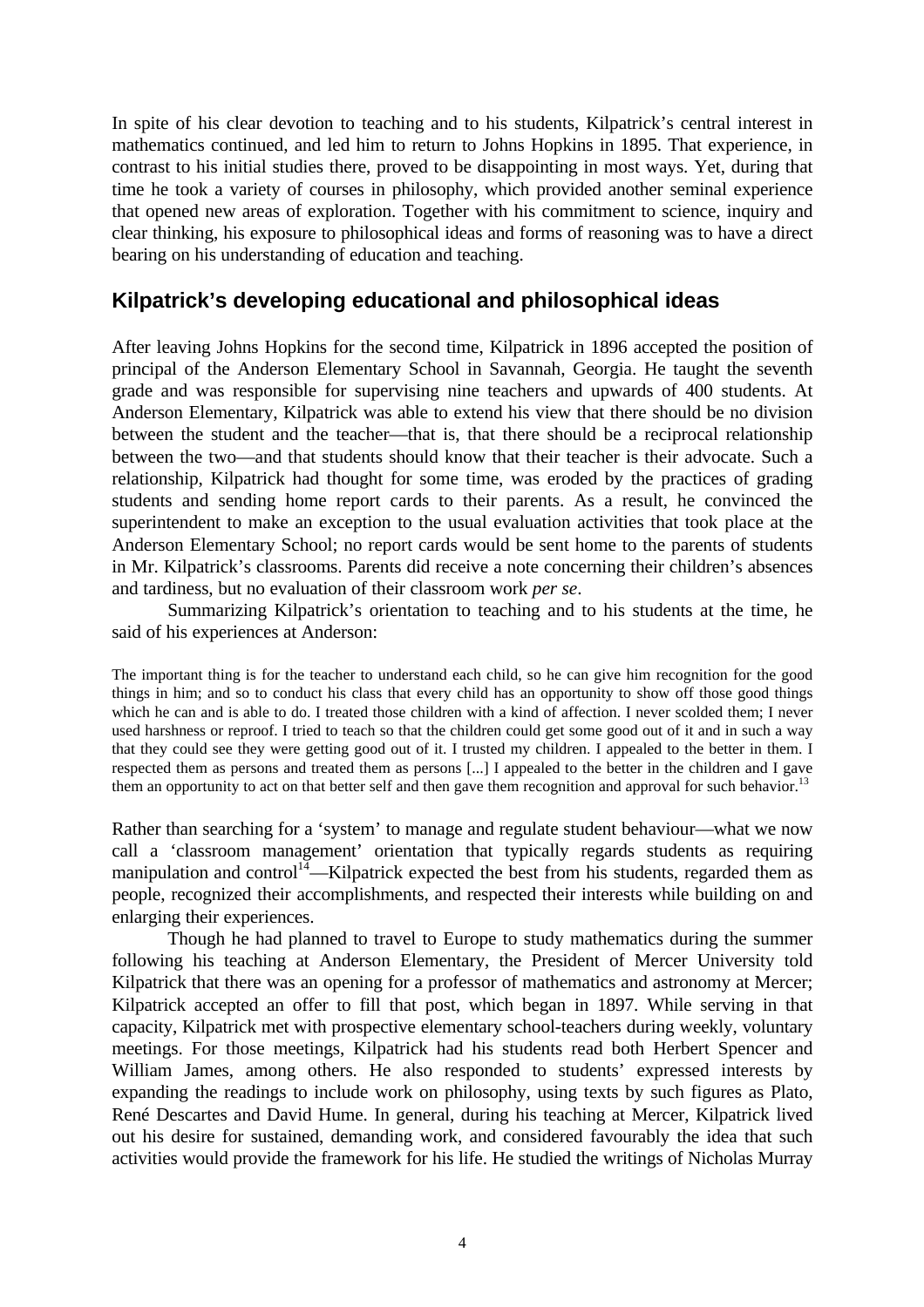In spite of his clear devotion to teaching and to his students, Kilpatrick's central interest in mathematics continued, and led him to return to Johns Hopkins in 1895. That experience, in contrast to his initial studies there, proved to be disappointing in most ways. Yet, during that time he took a variety of courses in philosophy, which provided another seminal experience that opened new areas of exploration. Together with his commitment to science, inquiry and clear thinking, his exposure to philosophical ideas and forms of reasoning was to have a direct bearing on his understanding of education and teaching.

## Kilpatrick's developing educational and philosophical ideas

After leaving Johns Hopkins for the second time, Kilpatrick in 1896 accepted the position of principal of the Anderson Elementary School in Savannah, Georgia. He taught the seventh grade and was responsible for supervising nine teachers and upwards of 400 students. At Anderson Elementary, Kilpatrick was able to extend his view that there should be no division between the student and the teacher—that is, that there should be a reciprocal relationship between the two—and that students should know that their teacher is their advocate. Such a relationship, Kilpatrick had thought for some time, was eroded by the practices of grading students and sending home report cards to their parents. As a result, he convinced the superintendent to make an exception to the usual evaluation activities that took place at the Anderson Elementary School; no report cards would be sent home to the parents of students in Mr. Kilpatrick's classrooms. Parents did receive a note concerning their children's absences and tardiness, but no evaluation of their classroom work *per se*.

Summarizing Kilpatrick's orientation to teaching and to his students at the time, he said of his experiences at Anderson:

> The important thing is for the teacher to understand each child, so he can give him recognition for the good things in him; and so to conduct his class that every child has an opportunity to show off those good things which he can and is able to do. I treated those children with a kind of affection. I never scolded them; I never used harshness or reproof. I tried to teach so that the children could get some good out of it and in such a way that they could see they were getting good out of it. I trusted my children. I appealed to the better in them. I respected them as persons and treated them as persons [...] I appealed to the better in the children and I gave them an opportunity to act on that better self and then gave them recognition and approval for such behavior.[13]

Rather than searching for a 'system' to manage and regulate student behaviour—what we now call a 'classroom management' orientation that typically regards students as requiring manipulation and control[14]—Kilpatrick expected the best from his students, regarded them as people, recognized their accomplishments, and respected their interests while building on and enlarging their experiences.

Though he had planned to travel to Europe to study mathematics during the summer following his teaching at Anderson Elementary, the President of Mercer University told Kilpatrick that there was an opening for a professor of mathematics and astronomy at Mercer; Kilpatrick accepted an offer to fill that post, which began in 1897. While serving in that capacity, Kilpatrick met with prospective elementary school-teachers during weekly, voluntary meetings. For those meetings, Kilpatrick had his students read both Herbert Spencer and William James, among others. He also responded to students' expressed interests by expanding the readings to include work on philosophy, using texts by such figures as Plato, René Descartes and David Hume. In general, during his teaching at Mercer, Kilpatrick lived out his desire for sustained, demanding work, and considered favourably the idea that such activities would provide the framework for his life. He studied the writings of Nicholas Murray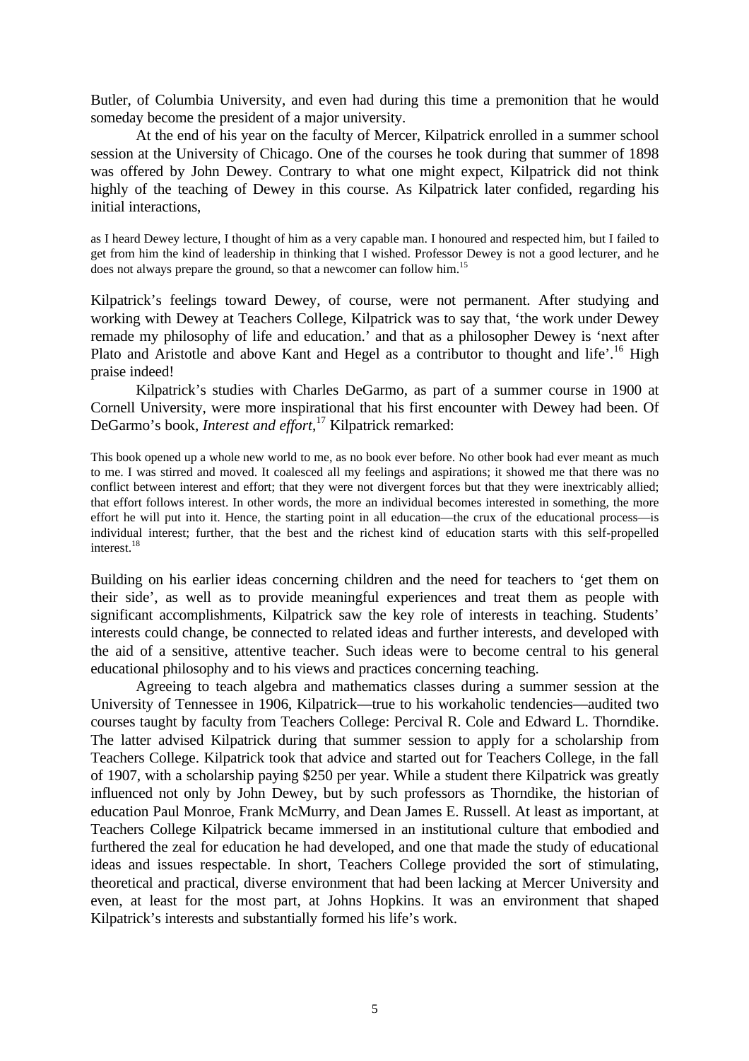Butler, of Columbia University, and even had during this time a premonition that he would someday become the president of a major university.

At the end of his year on the faculty of Mercer, Kilpatrick enrolled in a summer school session at the University of Chicago. One of the courses he took during that summer of 1898 was offered by John Dewey. Contrary to what one might expect, Kilpatrick did not think highly of the teaching of Dewey in this course. As Kilpatrick later confided, regarding his initial interactions,

> as I heard Dewey lecture, I thought of him as a very capable man. I honoured and respected him, but I failed to get from him the kind of leadership in thinking that I wished. Professor Dewey is not a good lecturer, and he does not always prepare the ground, so that a newcomer can follow him.[15]

Kilpatrick's feelings toward Dewey, of course, were not permanent. After studying and working with Dewey at Teachers College, Kilpatrick was to say that, 'the work under Dewey remade my philosophy of life and education.' and that as a philosopher Dewey is 'next after Plato and Aristotle and above Kant and Hegel as a contributor to thought and life'.[16] High praise indeed!

Kilpatrick's studies with Charles DeGarmo, as part of a summer course in 1900 at Cornell University, were more inspirational that his first encounter with Dewey had been. Of DeGarmo's book, *Interest and effort*,[17] Kilpatrick remarked:

> This book opened up a whole new world to me, as no book ever before. No other book had ever meant as much to me. I was stirred and moved. It coalesced all my feelings and aspirations; it showed me that there was no conflict between interest and effort; that they were not divergent forces but that they were inextricably allied; that effort follows interest. In other words, the more an individual becomes interested in something, the more effort he will put into it. Hence, the starting point in all education—the crux of the educational process—is individual interest; further, that the best and the richest kind of education starts with this self-propelled interest.[18]

Building on his earlier ideas concerning children and the need for teachers to 'get them on their side', as well as to provide meaningful experiences and treat them as people with significant accomplishments, Kilpatrick saw the key role of interests in teaching. Students' interests could change, be connected to related ideas and further interests, and developed with the aid of a sensitive, attentive teacher. Such ideas were to become central to his general educational philosophy and to his views and practices concerning teaching.

Agreeing to teach algebra and mathematics classes during a summer session at the University of Tennessee in 1906, Kilpatrick—true to his workaholic tendencies—audited two courses taught by faculty from Teachers College: Percival R. Cole and Edward L. Thorndike. The latter advised Kilpatrick during that summer session to apply for a scholarship from Teachers College. Kilpatrick took that advice and started out for Teachers College, in the fall of 1907, with a scholarship paying $250 per year. While a student there Kilpatrick was greatly influenced not only by John Dewey, but by such professors as Thorndike, the historian of education Paul Monroe, Frank McMurry, and Dean James E. Russell. At least as important, at Teachers College Kilpatrick became immersed in an institutional culture that embodied and furthered the zeal for education he had developed, and one that made the study of educational ideas and issues respectable. In short, Teachers College provided the sort of stimulating, theoretical and practical, diverse environment that had been lacking at Mercer University and even, at least for the most part, at Johns Hopkins. It was an environment that shaped Kilpatrick's interests and substantially formed his life's work.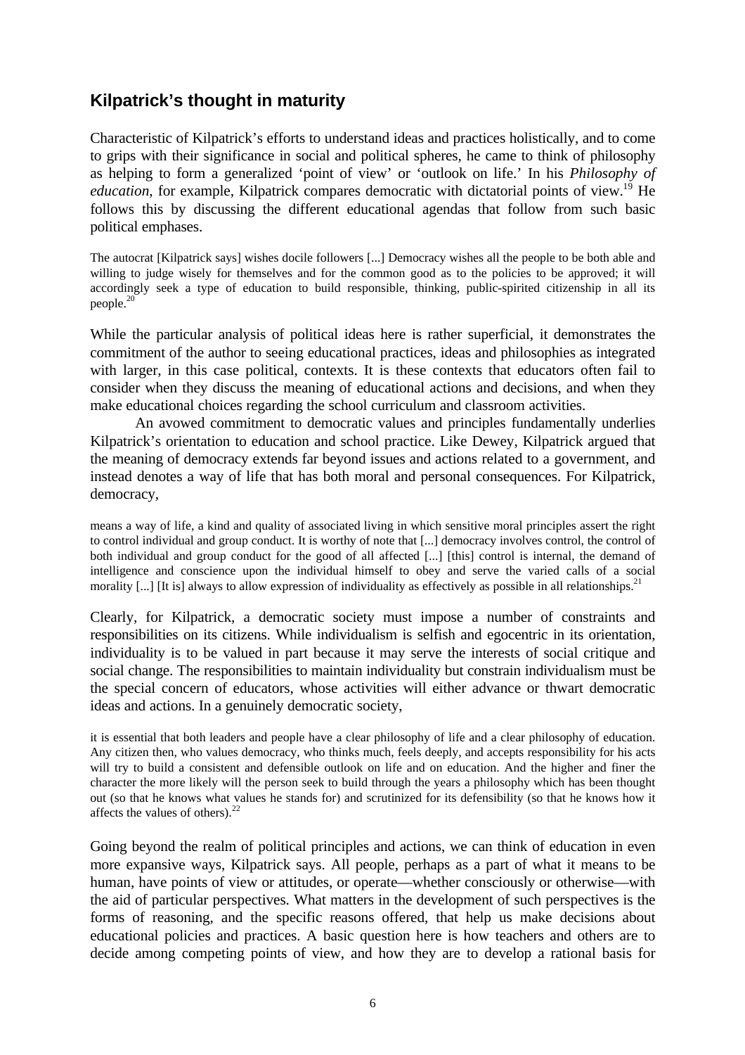## Kilpatrick's thought in maturity

Characteristic of Kilpatrick's efforts to understand ideas and practices holistically, and to come to grips with their significance in social and political spheres, he came to think of philosophy as helping to form a generalized 'point of view' or 'outlook on life.' In his *Philosophy of education*, for example, Kilpatrick compares democratic with dictatorial points of view.[19] He follows this by discussing the different educational agendas that follow from such basic political emphases.

> The autocrat [Kilpatrick says] wishes docile followers [...] Democracy wishes all the people to be both able and willing to judge wisely for themselves and for the common good as to the policies to be approved; it will accordingly seek a type of education to build responsible, thinking, public-spirited citizenship in all its people.[20]

While the particular analysis of political ideas here is rather superficial, it demonstrates the commitment of the author to seeing educational practices, ideas and philosophies as integrated with larger, in this case political, contexts. It is these contexts that educators often fail to consider when they discuss the meaning of educational actions and decisions, and when they make educational choices regarding the school curriculum and classroom activities.

An avowed commitment to democratic values and principles fundamentally underlies Kilpatrick's orientation to education and school practice. Like Dewey, Kilpatrick argued that the meaning of democracy extends far beyond issues and actions related to a government, and instead denotes a way of life that has both moral and personal consequences. For Kilpatrick, democracy,

> means a way of life, a kind and quality of associated living in which sensitive moral principles assert the right to control individual and group conduct. It is worthy of note that [...] democracy involves control, the control of both individual and group conduct for the good of all affected [...] [this] control is internal, the demand of intelligence and conscience upon the individual himself to obey and serve the varied calls of a social morality [...] [It is] always to allow expression of individuality as effectively as possible in all relationships.[21]

Clearly, for Kilpatrick, a democratic society must impose a number of constraints and responsibilities on its citizens. While individualism is selfish and egocentric in its orientation, individuality is to be valued in part because it may serve the interests of social critique and social change. The responsibilities to maintain individuality but constrain individualism must be the special concern of educators, whose activities will either advance or thwart democratic ideas and actions. In a genuinely democratic society,

> it is essential that both leaders and people have a clear philosophy of life and a clear philosophy of education. Any citizen then, who values democracy, who thinks much, feels deeply, and accepts responsibility for his acts will try to build a consistent and defensible outlook on life and on education. And the higher and finer the character the more likely will the person seek to build through the years a philosophy which has been thought out (so that he knows what values he stands for) and scrutinized for its defensibility (so that he knows how it affects the values of others).[22]

Going beyond the realm of political principles and actions, we can think of education in even more expansive ways, Kilpatrick says. All people, perhaps as a part of what it means to be human, have points of view or attitudes, or operate—whether consciously or otherwise—with the aid of particular perspectives. What matters in the development of such perspectives is the forms of reasoning, and the specific reasons offered, that help us make decisions about educational policies and practices. A basic question here is how teachers and others are to decide among competing points of view, and how they are to develop a rational basis for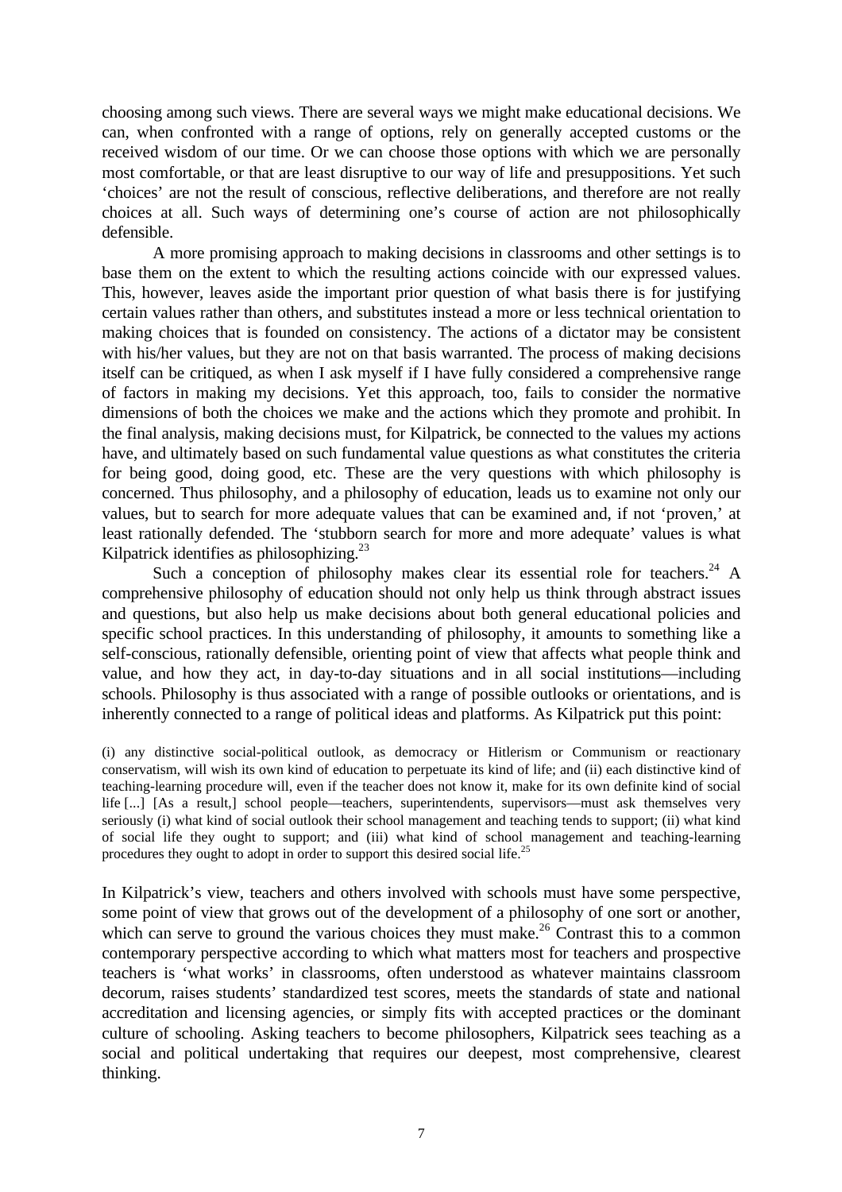choosing among such views. There are several ways we might make educational decisions. We can, when confronted with a range of options, rely on generally accepted customs or the received wisdom of our time. Or we can choose those options with which we are personally most comfortable, or that are least disruptive to our way of life and presuppositions. Yet such 'choices' are not the result of conscious, reflective deliberations, and therefore are not really choices at all. Such ways of determining one's course of action are not philosophically defensible.

A more promising approach to making decisions in classrooms and other settings is to base them on the extent to which the resulting actions coincide with our expressed values. This, however, leaves aside the important prior question of what basis there is for justifying certain values rather than others, and substitutes instead a more or less technical orientation to making choices that is founded on consistency. The actions of a dictator may be consistent with his/her values, but they are not on that basis warranted. The process of making decisions itself can be critiqued, as when I ask myself if I have fully considered a comprehensive range of factors in making my decisions. Yet this approach, too, fails to consider the normative dimensions of both the choices we make and the actions which they promote and prohibit. In the final analysis, making decisions must, for Kilpatrick, be connected to the values my actions have, and ultimately based on such fundamental value questions as what constitutes the criteria for being good, doing good, etc. These are the very questions with which philosophy is concerned. Thus philosophy, and a philosophy of education, leads us to examine not only our values, but to search for more adequate values that can be examined and, if not 'proven,' at least rationally defended. The 'stubborn search for more and more adequate' values is what Kilpatrick identifies as philosophizing.[23]

Such a conception of philosophy makes clear its essential role for teachers.[24] A comprehensive philosophy of education should not only help us think through abstract issues and questions, but also help us make decisions about both general educational policies and specific school practices. In this understanding of philosophy, it amounts to something like a self-conscious, rationally defensible, orienting point of view that affects what people think and value, and how they act, in day-to-day situations and in all social institutions—including schools. Philosophy is thus associated with a range of possible outlooks or orientations, and is inherently connected to a range of political ideas and platforms. As Kilpatrick put this point:

> (i) any distinctive social-political outlook, as democracy or Hitlerism or Communism or reactionary conservatism, will wish its own kind of education to perpetuate its kind of life; and (ii) each distinctive kind of teaching-learning procedure will, even if the teacher does not know it, make for its own definite kind of social life [...] [As a result,] school people—teachers, superintendents, supervisors—must ask themselves very seriously (i) what kind of social outlook their school management and teaching tends to support; (ii) what kind of social life they ought to support; and (iii) what kind of school management and teaching-learning procedures they ought to adopt in order to support this desired social life.[25]

In Kilpatrick's view, teachers and others involved with schools must have some perspective, some point of view that grows out of the development of a philosophy of one sort or another, which can serve to ground the various choices they must make.[26] Contrast this to a common contemporary perspective according to which what matters most for teachers and prospective teachers is 'what works' in classrooms, often understood as whatever maintains classroom decorum, raises students' standardized test scores, meets the standards of state and national accreditation and licensing agencies, or simply fits with accepted practices or the dominant culture of schooling. Asking teachers to become philosophers, Kilpatrick sees teaching as a social and political undertaking that requires our deepest, most comprehensive, clearest thinking.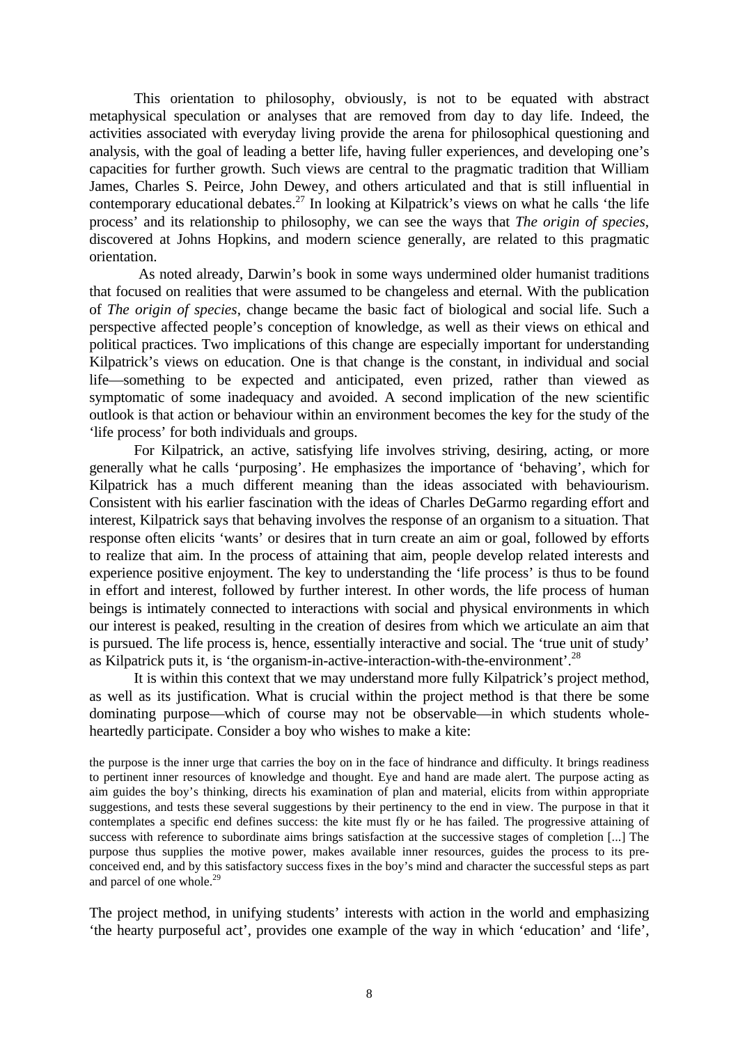This orientation to philosophy, obviously, is not to be equated with abstract metaphysical speculation or analyses that are removed from day to day life. Indeed, the activities associated with everyday living provide the arena for philosophical questioning and analysis, with the goal of leading a better life, having fuller experiences, and developing one's capacities for further growth. Such views are central to the pragmatic tradition that William James, Charles S. Peirce, John Dewey, and others articulated and that is still influential in contemporary educational debates.[27] In looking at Kilpatrick's views on what he calls 'the life process' and its relationship to philosophy, we can see the ways that *The origin of species*, discovered at Johns Hopkins, and modern science generally, are related to this pragmatic orientation.

As noted already, Darwin's book in some ways undermined older humanist traditions that focused on realities that were assumed to be changeless and eternal. With the publication of *The origin of species*, change became the basic fact of biological and social life. Such a perspective affected people's conception of knowledge, as well as their views on ethical and political practices. Two implications of this change are especially important for understanding Kilpatrick's views on education. One is that change is the constant, in individual and social life—something to be expected and anticipated, even prized, rather than viewed as symptomatic of some inadequacy and avoided. A second implication of the new scientific outlook is that action or behaviour within an environment becomes the key for the study of the 'life process' for both individuals and groups.

For Kilpatrick, an active, satisfying life involves striving, desiring, acting, or more generally what he calls 'purposing'. He emphasizes the importance of 'behaving', which for Kilpatrick has a much different meaning than the ideas associated with behaviourism. Consistent with his earlier fascination with the ideas of Charles DeGarmo regarding effort and interest, Kilpatrick says that behaving involves the response of an organism to a situation. That response often elicits 'wants' or desires that in turn create an aim or goal, followed by efforts to realize that aim. In the process of attaining that aim, people develop related interests and experience positive enjoyment. The key to understanding the 'life process' is thus to be found in effort and interest, followed by further interest. In other words, the life process of human beings is intimately connected to interactions with social and physical environments in which our interest is peaked, resulting in the creation of desires from which we articulate an aim that is pursued. The life process is, hence, essentially interactive and social. The 'true unit of study' as Kilpatrick puts it, is 'the organism-in-active-interaction-with-the-environment'.[28]

It is within this context that we may understand more fully Kilpatrick's project method, as well as its justification. What is crucial within the project method is that there be some dominating purpose—which of course may not be observable—in which students whole-heartedly participate. Consider a boy who wishes to make a kite:

> the purpose is the inner urge that carries the boy on in the face of hindrance and difficulty. It brings readiness to pertinent inner resources of knowledge and thought. Eye and hand are made alert. The purpose acting as aim guides the boy's thinking, directs his examination of plan and material, elicits from within appropriate suggestions, and tests these several suggestions by their pertinency to the end in view. The purpose in that it contemplates a specific end defines success: the kite must fly or he has failed. The progressive attaining of success with reference to subordinate aims brings satisfaction at the successive stages of completion [...] The purpose thus supplies the motive power, makes available inner resources, guides the process to its pre-conceived end, and by this satisfactory success fixes in the boy's mind and character the successful steps as part and parcel of one whole.[29]

The project method, in unifying students' interests with action in the world and emphasizing 'the hearty purposeful act', provides one example of the way in which 'education' and 'life',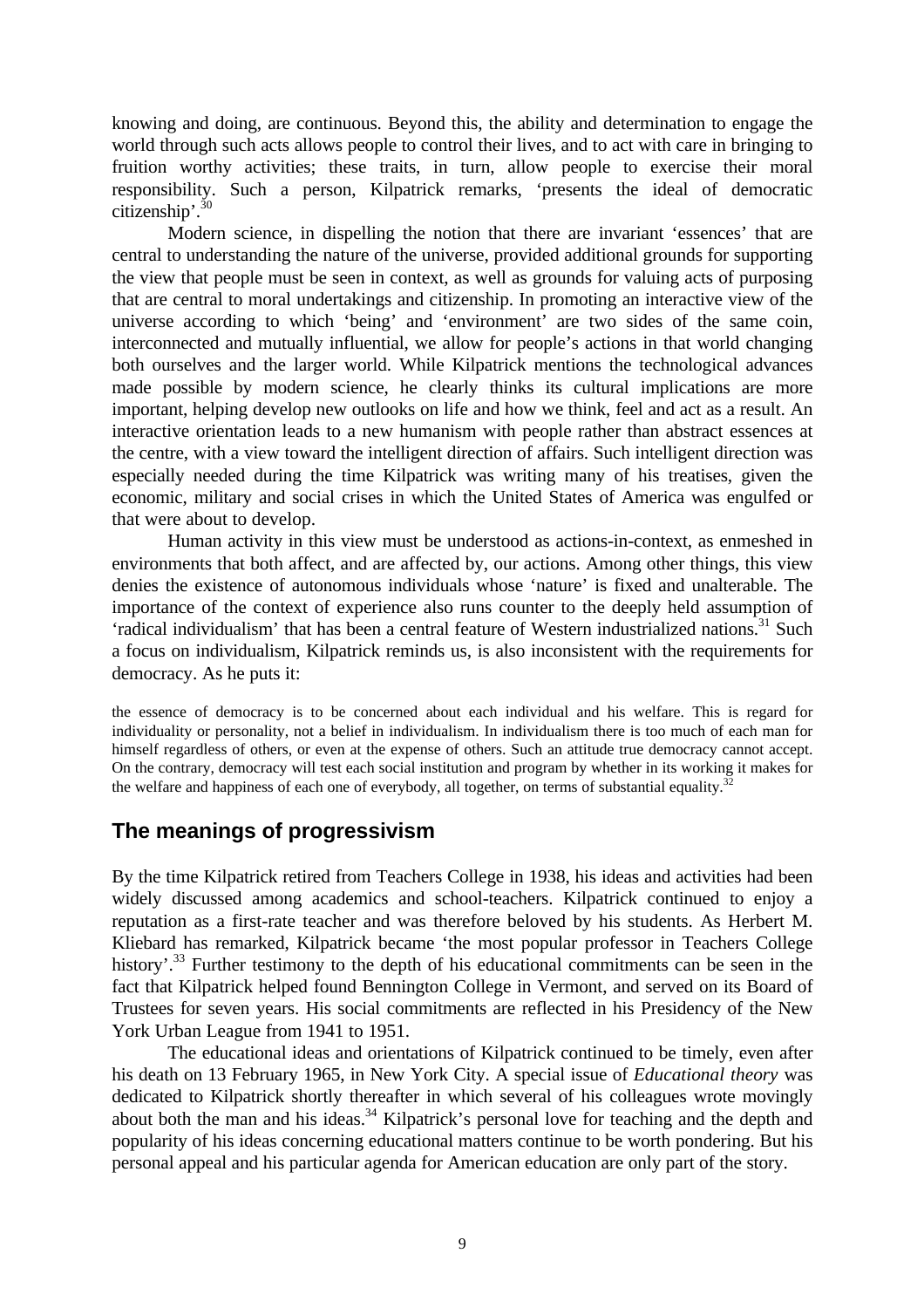knowing and doing, are continuous. Beyond this, the ability and determination to engage the world through such acts allows people to control their lives, and to act with care in bringing to fruition worthy activities; these traits, in turn, allow people to exercise their moral responsibility. Such a person, Kilpatrick remarks, 'presents the ideal of democratic citizenship'.[30]

Modern science, in dispelling the notion that there are invariant 'essences' that are central to understanding the nature of the universe, provided additional grounds for supporting the view that people must be seen in context, as well as grounds for valuing acts of purposing that are central to moral undertakings and citizenship. In promoting an interactive view of the universe according to which 'being' and 'environment' are two sides of the same coin, interconnected and mutually influential, we allow for people's actions in that world changing both ourselves and the larger world. While Kilpatrick mentions the technological advances made possible by modern science, he clearly thinks its cultural implications are more important, helping develop new outlooks on life and how we think, feel and act as a result. An interactive orientation leads to a new humanism with people rather than abstract essences at the centre, with a view toward the intelligent direction of affairs. Such intelligent direction was especially needed during the time Kilpatrick was writing many of his treatises, given the economic, military and social crises in which the United States of America was engulfed or that were about to develop.

Human activity in this view must be understood as actions-in-context, as enmeshed in environments that both affect, and are affected by, our actions. Among other things, this view denies the existence of autonomous individuals whose 'nature' is fixed and unalterable. The importance of the context of experience also runs counter to the deeply held assumption of 'radical individualism' that has been a central feature of Western industrialized nations.[31] Such a focus on individualism, Kilpatrick reminds us, is also inconsistent with the requirements for democracy. As he puts it:

> the essence of democracy is to be concerned about each individual and his welfare. This is regard for individuality or personality, not a belief in individualism. In individualism there is too much of each man for himself regardless of others, or even at the expense of others. Such an attitude true democracy cannot accept. On the contrary, democracy will test each social institution and program by whether in its working it makes for the welfare and happiness of each one of everybody, all together, on terms of substantial equality.[32]

## The meanings of progressivism

By the time Kilpatrick retired from Teachers College in 1938, his ideas and activities had been widely discussed among academics and school-teachers. Kilpatrick continued to enjoy a reputation as a first-rate teacher and was therefore beloved by his students. As Herbert M. Kliebard has remarked, Kilpatrick became 'the most popular professor in Teachers College history'.[33] Further testimony to the depth of his educational commitments can be seen in the fact that Kilpatrick helped found Bennington College in Vermont, and served on its Board of Trustees for seven years. His social commitments are reflected in his Presidency of the New York Urban League from 1941 to 1951.

The educational ideas and orientations of Kilpatrick continued to be timely, even after his death on 13 February 1965, in New York City. A special issue of *Educational theory* was dedicated to Kilpatrick shortly thereafter in which several of his colleagues wrote movingly about both the man and his ideas.[34] Kilpatrick's personal love for teaching and the depth and popularity of his ideas concerning educational matters continue to be worth pondering. But his personal appeal and his particular agenda for American education are only part of the story.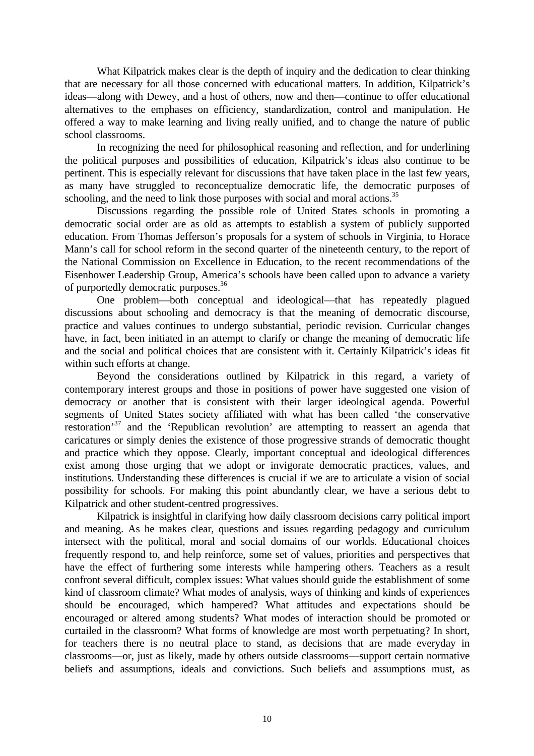What Kilpatrick makes clear is the depth of inquiry and the dedication to clear thinking that are necessary for all those concerned with educational matters. In addition, Kilpatrick's ideas—along with Dewey, and a host of others, now and then—continue to offer educational alternatives to the emphases on efficiency, standardization, control and manipulation. He offered a way to make learning and living really unified, and to change the nature of public school classrooms.

In recognizing the need for philosophical reasoning and reflection, and for underlining the political purposes and possibilities of education, Kilpatrick's ideas also continue to be pertinent. This is especially relevant for discussions that have taken place in the last few years, as many have struggled to reconceptualize democratic life, the democratic purposes of schooling, and the need to link those purposes with social and moral actions.[35]

Discussions regarding the possible role of United States schools in promoting a democratic social order are as old as attempts to establish a system of publicly supported education. From Thomas Jefferson's proposals for a system of schools in Virginia, to Horace Mann's call for school reform in the second quarter of the nineteenth century, to the report of the National Commission on Excellence in Education, to the recent recommendations of the Eisenhower Leadership Group, America's schools have been called upon to advance a variety of purportedly democratic purposes.[36]

One problem—both conceptual and ideological—that has repeatedly plagued discussions about schooling and democracy is that the meaning of democratic discourse, practice and values continues to undergo substantial, periodic revision. Curricular changes have, in fact, been initiated in an attempt to clarify or change the meaning of democratic life and the social and political choices that are consistent with it. Certainly Kilpatrick's ideas fit within such efforts at change.

Beyond the considerations outlined by Kilpatrick in this regard, a variety of contemporary interest groups and those in positions of power have suggested one vision of democracy or another that is consistent with their larger ideological agenda. Powerful segments of United States society affiliated with what has been called 'the conservative restoration'[37] and the 'Republican revolution' are attempting to reassert an agenda that caricatures or simply denies the existence of those progressive strands of democratic thought and practice which they oppose. Clearly, important conceptual and ideological differences exist among those urging that we adopt or invigorate democratic practices, values, and institutions. Understanding these differences is crucial if we are to articulate a vision of social possibility for schools. For making this point abundantly clear, we have a serious debt to Kilpatrick and other student-centred progressives.

Kilpatrick is insightful in clarifying how daily classroom decisions carry political import and meaning. As he makes clear, questions and issues regarding pedagogy and curriculum intersect with the political, moral and social domains of our worlds. Educational choices frequently respond to, and help reinforce, some set of values, priorities and perspectives that have the effect of furthering some interests while hampering others. Teachers as a result confront several difficult, complex issues: What values should guide the establishment of some kind of classroom climate? What modes of analysis, ways of thinking and kinds of experiences should be encouraged, which hampered? What attitudes and expectations should be encouraged or altered among students? What modes of interaction should be promoted or curtailed in the classroom? What forms of knowledge are most worth perpetuating? In short, for teachers there is no neutral place to stand, as decisions that are made everyday in classrooms—or, just as likely, made by others outside classrooms—support certain normative beliefs and assumptions, ideals and convictions. Such beliefs and assumptions must, as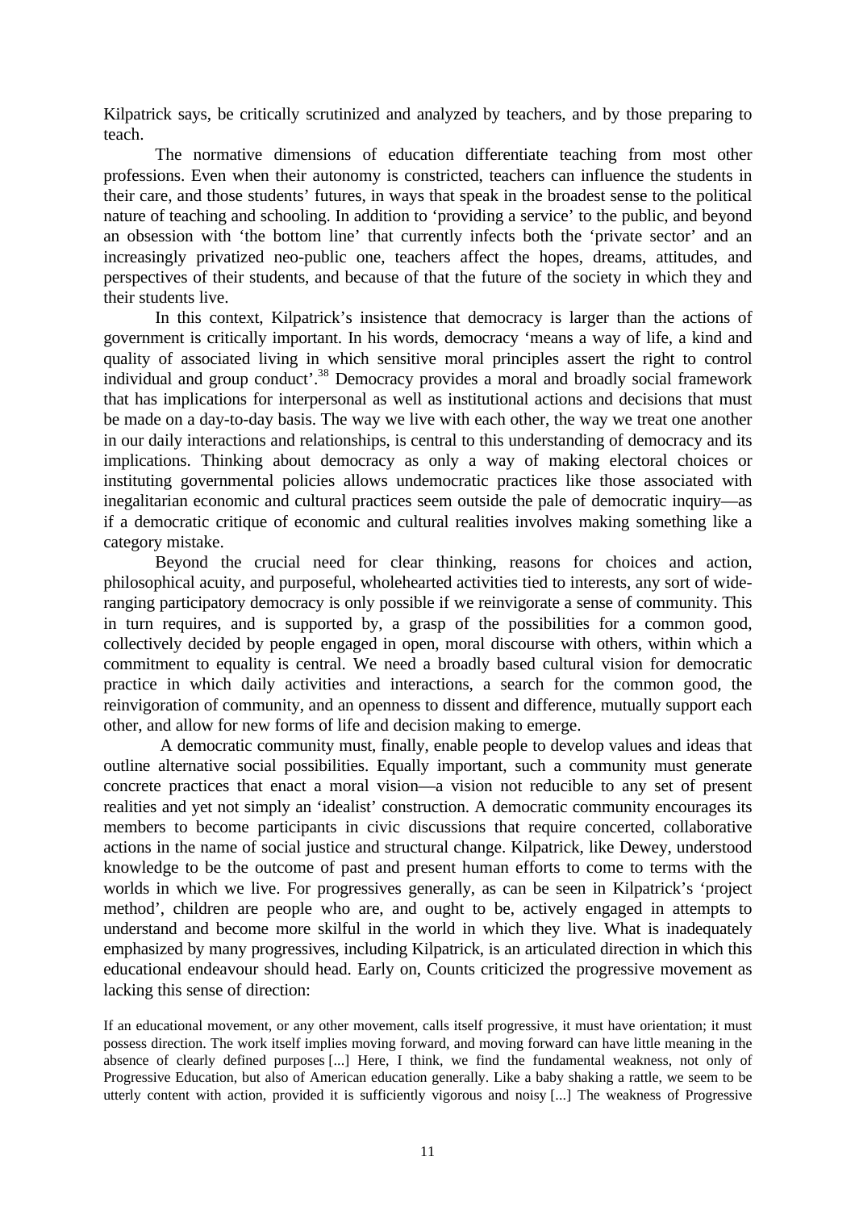Kilpatrick says, be critically scrutinized and analyzed by teachers, and by those preparing to teach.

The normative dimensions of education differentiate teaching from most other professions. Even when their autonomy is constricted, teachers can influence the students in their care, and those students' futures, in ways that speak in the broadest sense to the political nature of teaching and schooling. In addition to 'providing a service' to the public, and beyond an obsession with 'the bottom line' that currently infects both the 'private sector' and an increasingly privatized neo-public one, teachers affect the hopes, dreams, attitudes, and perspectives of their students, and because of that the future of the society in which they and their students live.

In this context, Kilpatrick's insistence that democracy is larger than the actions of government is critically important. In his words, democracy 'means a way of life, a kind and quality of associated living in which sensitive moral principles assert the right to control individual and group conduct'.[38] Democracy provides a moral and broadly social framework that has implications for interpersonal as well as institutional actions and decisions that must be made on a day-to-day basis. The way we live with each other, the way we treat one another in our daily interactions and relationships, is central to this understanding of democracy and its implications. Thinking about democracy as only a way of making electoral choices or instituting governmental policies allows undemocratic practices like those associated with inegalitarian economic and cultural practices seem outside the pale of democratic inquiry—as if a democratic critique of economic and cultural realities involves making something like a category mistake.

Beyond the crucial need for clear thinking, reasons for choices and action, philosophical acuity, and purposeful, wholehearted activities tied to interests, any sort of wide-ranging participatory democracy is only possible if we reinvigorate a sense of community. This in turn requires, and is supported by, a grasp of the possibilities for a common good, collectively decided by people engaged in open, moral discourse with others, within which a commitment to equality is central. We need a broadly based cultural vision for democratic practice in which daily activities and interactions, a search for the common good, the reinvigoration of community, and an openness to dissent and difference, mutually support each other, and allow for new forms of life and decision making to emerge.

A democratic community must, finally, enable people to develop values and ideas that outline alternative social possibilities. Equally important, such a community must generate concrete practices that enact a moral vision—a vision not reducible to any set of present realities and yet not simply an 'idealist' construction. A democratic community encourages its members to become participants in civic discussions that require concerted, collaborative actions in the name of social justice and structural change. Kilpatrick, like Dewey, understood knowledge to be the outcome of past and present human efforts to come to terms with the worlds in which we live. For progressives generally, as can be seen in Kilpatrick's 'project method', children are people who are, and ought to be, actively engaged in attempts to understand and become more skilful in the world in which they live. What is inadequately emphasized by many progressives, including Kilpatrick, is an articulated direction in which this educational endeavour should head. Early on, Counts criticized the progressive movement as lacking this sense of direction:

> If an educational movement, or any other movement, calls itself progressive, it must have orientation; it must possess direction. The work itself implies moving forward, and moving forward can have little meaning in the absence of clearly defined purposes [...] Here, I think, we find the fundamental weakness, not only of Progressive Education, but also of American education generally. Like a baby shaking a rattle, we seem to be utterly content with action, provided it is sufficiently vigorous and noisy [...] The weakness of Progressive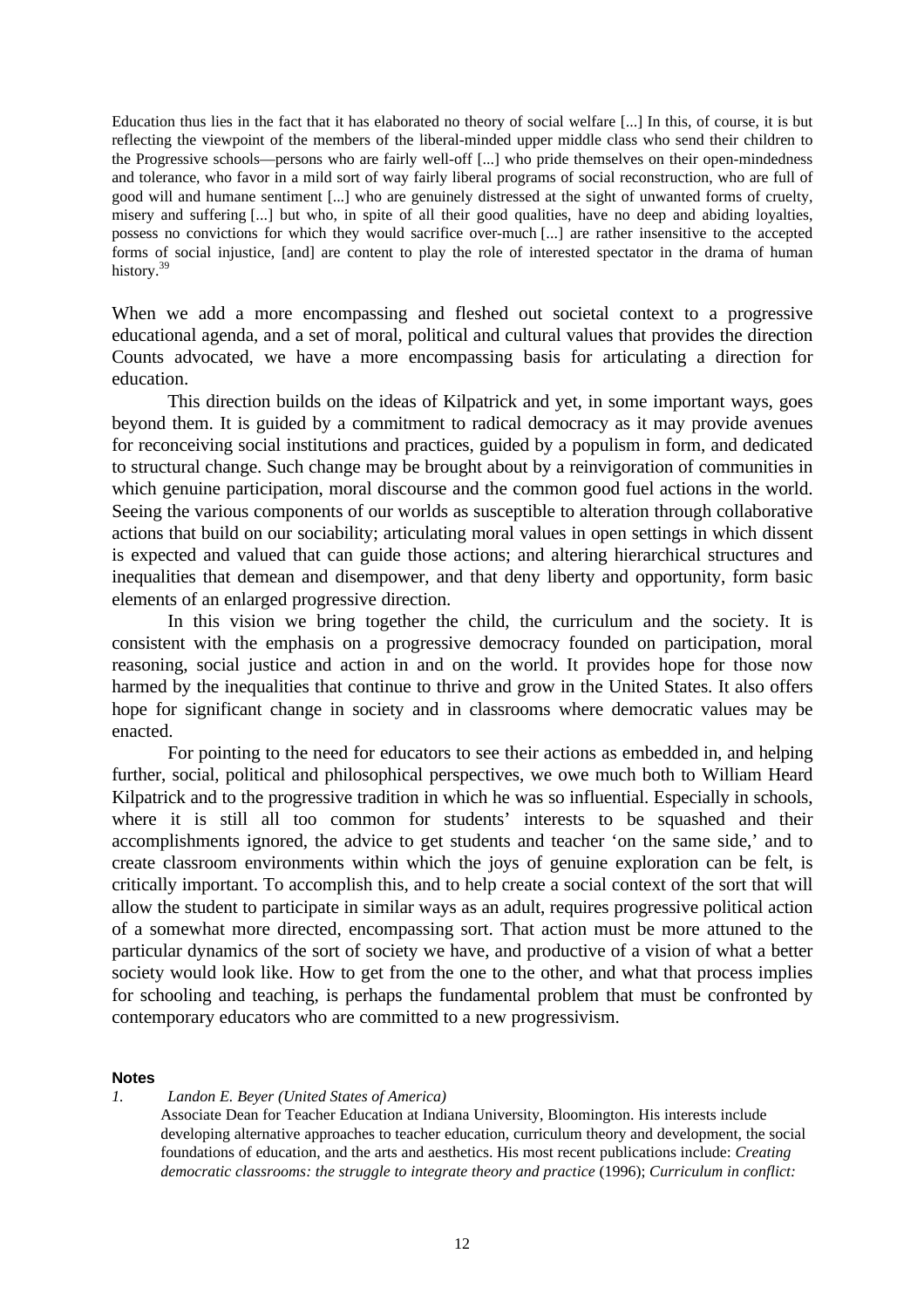> Education thus lies in the fact that it has elaborated no theory of social welfare [...] In this, of course, it is but reflecting the viewpoint of the members of the liberal-minded upper middle class who send their children to the Progressive schools—persons who are fairly well-off [...] who pride themselves on their open-mindedness and tolerance, who favor in a mild sort of way fairly liberal programs of social reconstruction, who are full of good will and humane sentiment [...] who are genuinely distressed at the sight of unwanted forms of cruelty, misery and suffering [...] but who, in spite of all their good qualities, have no deep and abiding loyalties, possess no convictions for which they would sacrifice over-much [...] are rather insensitive to the accepted forms of social injustice, [and] are content to play the role of interested spectator in the drama of human history.[39]

When we add a more encompassing and fleshed out societal context to a progressive educational agenda, and a set of moral, political and cultural values that provides the direction Counts advocated, we have a more encompassing basis for articulating a direction for education.

This direction builds on the ideas of Kilpatrick and yet, in some important ways, goes beyond them. It is guided by a commitment to radical democracy as it may provide avenues for reconceiving social institutions and practices, guided by a populism in form, and dedicated to structural change. Such change may be brought about by a reinvigoration of communities in which genuine participation, moral discourse and the common good fuel actions in the world. Seeing the various components of our worlds as susceptible to alteration through collaborative actions that build on our sociability; articulating moral values in open settings in which dissent is expected and valued that can guide those actions; and altering hierarchical structures and inequalities that demean and disempower, and that deny liberty and opportunity, form basic elements of an enlarged progressive direction.

In this vision we bring together the child, the curriculum and the society. It is consistent with the emphasis on a progressive democracy founded on participation, moral reasoning, social justice and action in and on the world. It provides hope for those now harmed by the inequalities that continue to thrive and grow in the United States. It also offers hope for significant change in society and in classrooms where democratic values may be enacted.

For pointing to the need for educators to see their actions as embedded in, and helping further, social, political and philosophical perspectives, we owe much both to William Heard Kilpatrick and to the progressive tradition in which he was so influential. Especially in schools, where it is still all too common for students' interests to be squashed and their accomplishments ignored, the advice to get students and teacher 'on the same side,' and to create classroom environments within which the joys of genuine exploration can be felt, is critically important. To accomplish this, and to help create a social context of the sort that will allow the student to participate in similar ways as an adult, requires progressive political action of a somewhat more directed, encompassing sort. That action must be more attuned to the particular dynamics of the sort of society we have, and productive of a vision of what a better society would look like. How to get from the one to the other, and what that process implies for schooling and teaching, is perhaps the fundamental problem that must be confronted by contemporary educators who are committed to a new progressivism.

**Notes**

1. *Landon E. Beyer (United States of America)*
   Associate Dean for Teacher Education at Indiana University, Bloomington. His interests include developing alternative approaches to teacher education, curriculum theory and development, the social foundations of education, and the arts and aesthetics. His most recent publications include: *Creating democratic classrooms: the struggle to integrate theory and practice* (1996); *Curriculum in conflict:*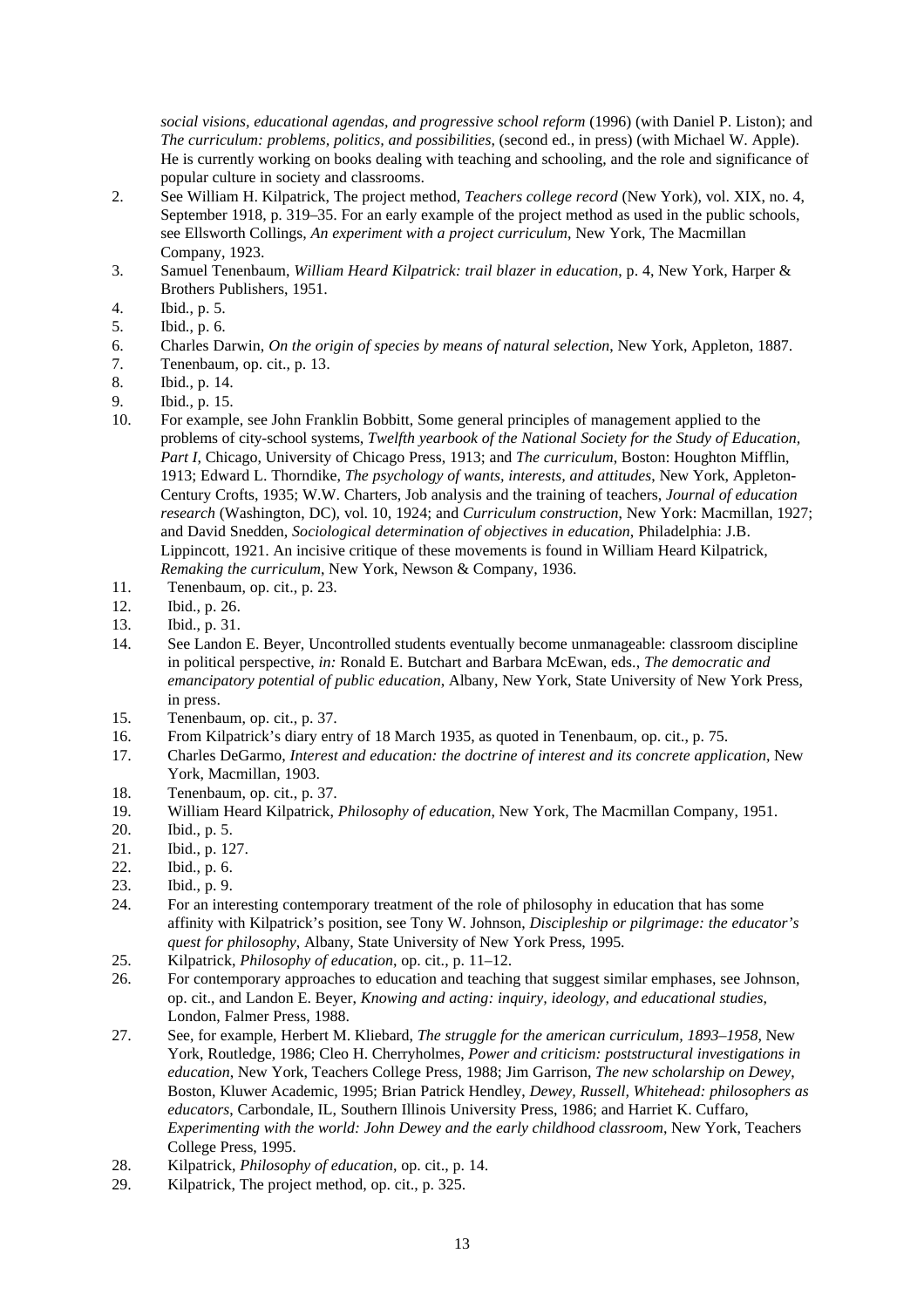*social visions, educational agendas, and progressive school reform* (1996) (with Daniel P. Liston); and *The curriculum: problems, politics, and possibilities*, (second ed., in press) (with Michael W. Apple). He is currently working on books dealing with teaching and schooling, and the role and significance of popular culture in society and classrooms.

2. See William H. Kilpatrick, The project method, *Teachers college record* (New York), vol. XIX, no. 4, September 1918, p. 319–35. For an early example of the project method as used in the public schools, see Ellsworth Collings, *An experiment with a project curriculum*, New York, The Macmillan Company, 1923.
3. Samuel Tenenbaum, *William Heard Kilpatrick: trail blazer in education*, p. 4, New York, Harper & Brothers Publishers, 1951.
4. Ibid., p. 5.
5. Ibid., p. 6.
6. Charles Darwin, *On the origin of species by means of natural selection*, New York, Appleton, 1887.
7. Tenenbaum, op. cit., p. 13.
8. Ibid., p. 14.
9. Ibid., p. 15.
10. For example, see John Franklin Bobbitt, Some general principles of management applied to the problems of city-school systems, *Twelfth yearbook of the National Society for the Study of Education, Part I*, Chicago, University of Chicago Press, 1913; and *The curriculum*, Boston: Houghton Mifflin, 1913; Edward L. Thorndike, *The psychology of wants, interests, and attitudes*, New York, Appleton-Century Crofts, 1935; W.W. Charters, Job analysis and the training of teachers, *Journal of education research* (Washington, DC), vol. 10, 1924; and *Curriculum construction*, New York: Macmillan, 1927; and David Snedden, *Sociological determination of objectives in education*, Philadelphia: J.B. Lippincott, 1921. An incisive critique of these movements is found in William Heard Kilpatrick, *Remaking the curriculum*, New York, Newson & Company, 1936.
11. Tenenbaum, op. cit., p. 23.
12. Ibid., p. 26.
13. Ibid., p. 31.
14. See Landon E. Beyer, Uncontrolled students eventually become unmanageable: classroom discipline in political perspective, *in:* Ronald E. Butchart and Barbara McEwan, eds., *The democratic and emancipatory potential of public education*, Albany, New York, State University of New York Press, in press.
15. Tenenbaum, op. cit., p. 37.
16. From Kilpatrick's diary entry of 18 March 1935, as quoted in Tenenbaum, op. cit., p. 75.
17. Charles DeGarmo, *Interest and education: the doctrine of interest and its concrete application*, New York, Macmillan, 1903.
18. Tenenbaum, op. cit., p. 37.
19. William Heard Kilpatrick, *Philosophy of education*, New York, The Macmillan Company, 1951.
20. Ibid., p. 5.
21. Ibid., p. 127.
22. Ibid., p. 6.
23. Ibid., p. 9.
24. For an interesting contemporary treatment of the role of philosophy in education that has some affinity with Kilpatrick's position, see Tony W. Johnson, *Discipleship or pilgrimage: the educator's quest for philosophy*, Albany, State University of New York Press, 1995.
25. Kilpatrick, *Philosophy of education*, op. cit., p. 11–12.
26. For contemporary approaches to education and teaching that suggest similar emphases, see Johnson, op. cit., and Landon E. Beyer, *Knowing and acting: inquiry, ideology, and educational studies*, London, Falmer Press, 1988.
27. See, for example, Herbert M. Kliebard, *The struggle for the american curriculum, 1893–1958*, New York, Routledge, 1986; Cleo H. Cherryholmes, *Power and criticism: poststructural investigations in education*, New York, Teachers College Press, 1988; Jim Garrison, *The new scholarship on Dewey*, Boston, Kluwer Academic, 1995; Brian Patrick Hendley, *Dewey, Russell, Whitehead: philosophers as educators*, Carbondale, IL, Southern Illinois University Press, 1986; and Harriet K. Cuffaro, *Experimenting with the world: John Dewey and the early childhood classroom*, New York, Teachers College Press, 1995.
28. Kilpatrick, *Philosophy of education*, op. cit., p. 14.
29. Kilpatrick, The project method, op. cit., p. 325.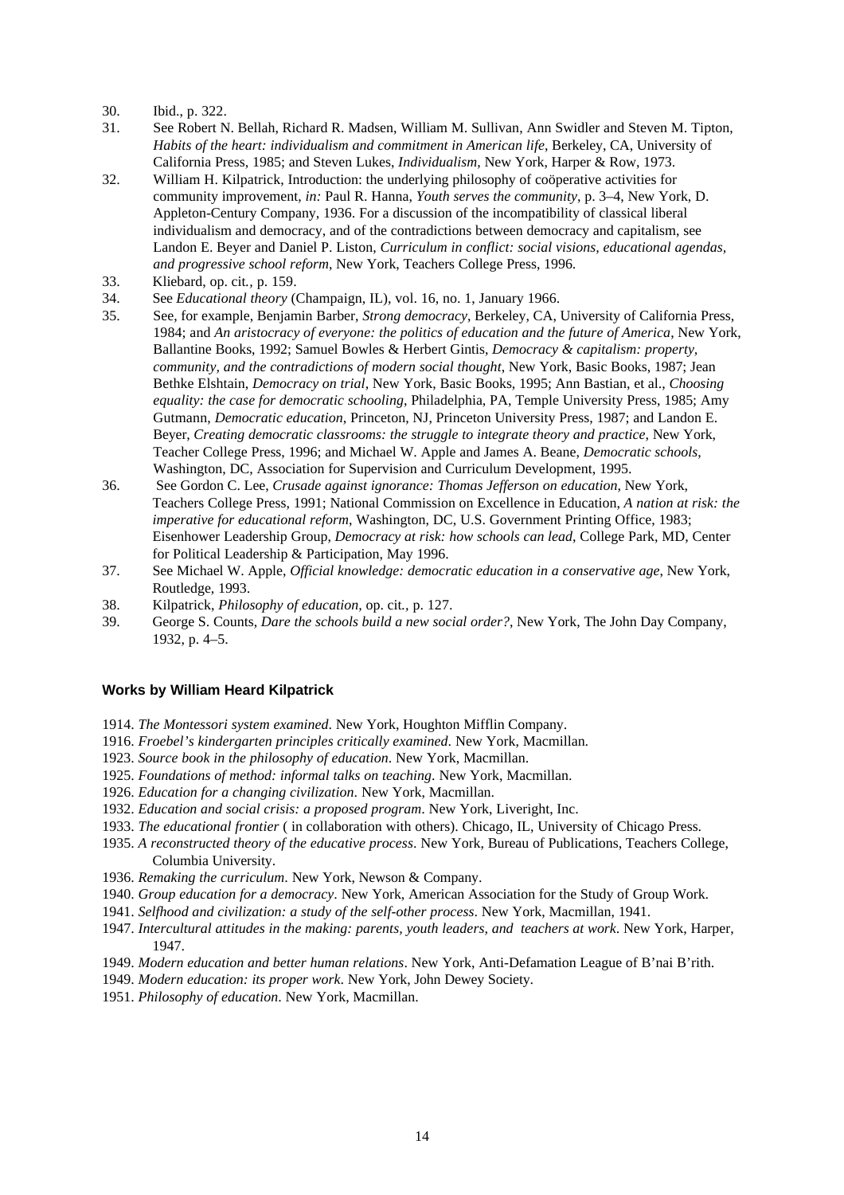30. Ibid., p. 322.
31. See Robert N. Bellah, Richard R. Madsen, William M. Sullivan, Ann Swidler and Steven M. Tipton, *Habits of the heart: individualism and commitment in American life*, Berkeley, CA, University of California Press, 1985; and Steven Lukes, *Individualism*, New York, Harper & Row, 1973.
32. William H. Kilpatrick, Introduction: the underlying philosophy of coöperative activities for community improvement, *in:* Paul R. Hanna, *Youth serves the community*, p. 3–4, New York, D. Appleton-Century Company, 1936. For a discussion of the incompatibility of classical liberal individualism and democracy, and of the contradictions between democracy and capitalism, see Landon E. Beyer and Daniel P. Liston, *Curriculum in conflict: social visions, educational agendas, and progressive school reform*, New York, Teachers College Press, 1996.
33. Kliebard, op. cit*.*, p. 159.
34. See *Educational theory* (Champaign, IL), vol. 16, no. 1, January 1966.
35. See, for example, Benjamin Barber, *Strong democracy*, Berkeley, CA, University of California Press, 1984; and *An aristocracy of everyone: the politics of education and the future of America*, New York, Ballantine Books, 1992; Samuel Bowles & Herbert Gintis, *Democracy & capitalism: property, community, and the contradictions of modern social thought*, New York, Basic Books, 1987; Jean Bethke Elshtain, *Democracy on trial*, New York, Basic Books, 1995; Ann Bastian, et al., *Choosing equality: the case for democratic schooling*, Philadelphia, PA, Temple University Press, 1985; Amy Gutmann, *Democratic education*, Princeton, NJ, Princeton University Press, 1987; and Landon E. Beyer, *Creating democratic classrooms: the struggle to integrate theory and practice*, New York, Teacher College Press, 1996; and Michael W. Apple and James A. Beane, *Democratic schools*, Washington, DC, Association for Supervision and Curriculum Development, 1995.
36. See Gordon C. Lee, *Crusade against ignorance: Thomas Jefferson on education*, New York, Teachers College Press, 1991; National Commission on Excellence in Education, *A nation at risk: the imperative for educational reform*, Washington, DC, U.S. Government Printing Office, 1983; Eisenhower Leadership Group, *Democracy at risk: how schools can lead*, College Park, MD, Center for Political Leadership & Participation, May 1996.
37. See Michael W. Apple, *Official knowledge: democratic education in a conservative age*, New York, Routledge, 1993.
38. Kilpatrick, *Philosophy of education,* op. cit*.*, p. 127.
39. George S. Counts, *Dare the schools build a new social order?*, New York, The John Day Company, 1932, p. 4–5.

### Works by William Heard Kilpatrick

1914. *The Montessori system examined*. New York, Houghton Mifflin Company.
1916. *Froebel's kindergarten principles critically examined*. New York, Macmillan.
1923. *Source book in the philosophy of education*. New York, Macmillan.
1925. *Foundations of method: informal talks on teaching*. New York, Macmillan.
1926. *Education for a changing civilization*. New York, Macmillan.
1932. *Education and social crisis: a proposed program*. New York, Liveright, Inc.
1933. *The educational frontier* ( in collaboration with others). Chicago, IL, University of Chicago Press.
1935. *A reconstructed theory of the educative process*. New York, Bureau of Publications, Teachers College, Columbia University.
1936. *Remaking the curriculum*. New York, Newson & Company.
1940. *Group education for a democracy*. New York, American Association for the Study of Group Work.
1941. *Selfhood and civilization: a study of the self-other process*. New York, Macmillan, 1941.
1947. *Intercultural attitudes in the making: parents, youth leaders, and teachers at work*. New York, Harper, 1947.
1949. *Modern education and better human relations*. New York, Anti-Defamation League of B'nai B'rith.
1949. *Modern education: its proper work*. New York, John Dewey Society.
1951. *Philosophy of education*. New York, Macmillan.